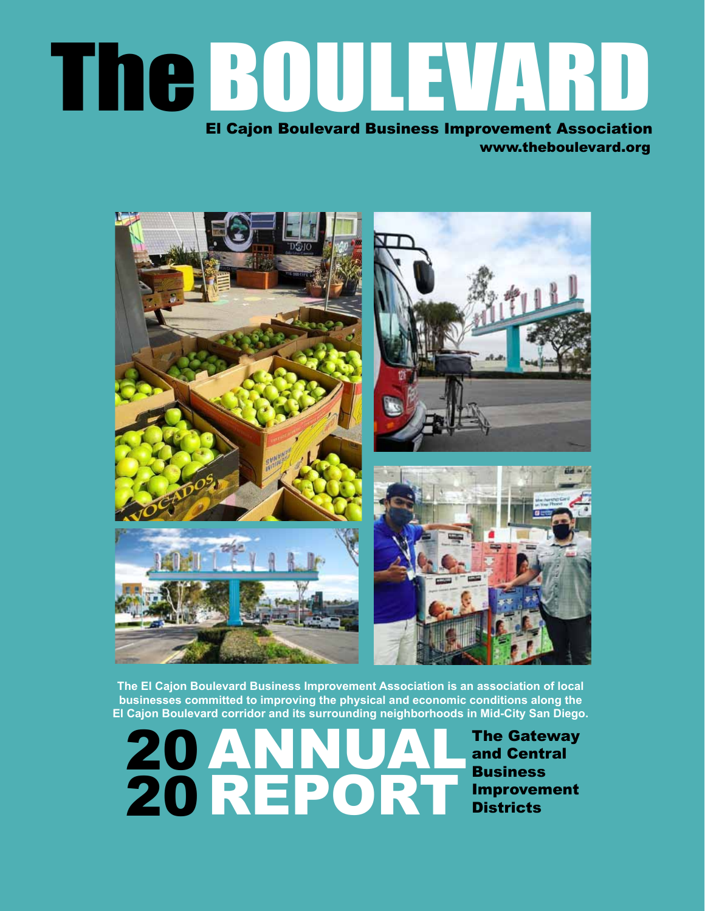# The BOULEVARD

**El Cajon Boulevard Business Improvement Association**
**www.theboulevard.org**

**The El Cajon Boulevard Business Improvement Association is an association of local businesses committed to improving the physical and economic conditions along the El Cajon Boulevard corridor and its surrounding neighborhoods in Mid-City San Diego.**

# 2020 ANNUAL REPORT

**The Gateway and Central Business Improvement Districts**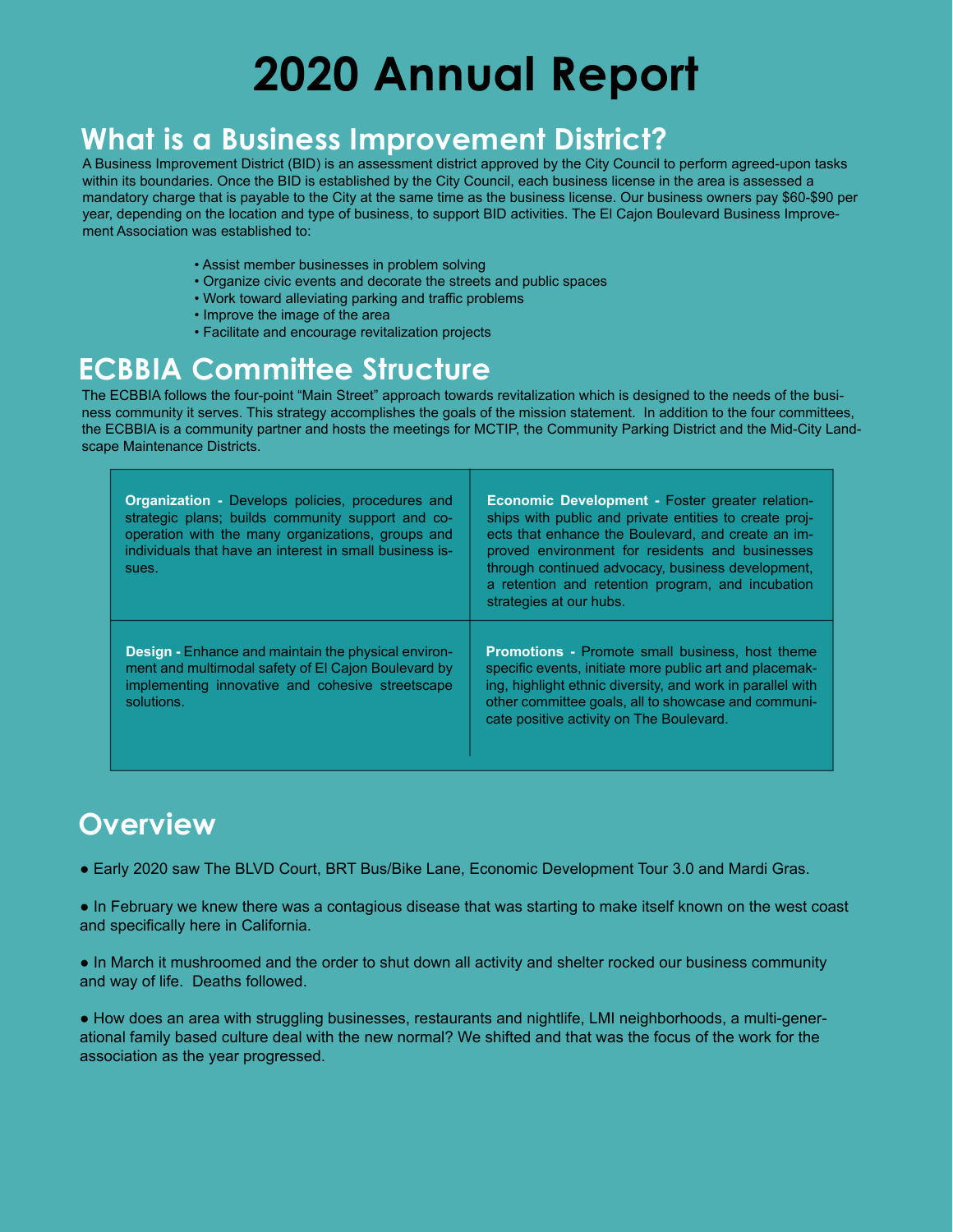# 2020 Annual Report

## What is a Business Improvement District?

A Business Improvement District (BID) is an assessment district approved by the City Council to perform agreed-upon tasks within its boundaries. Once the BID is established by the City Council, each business license in the area is assessed a mandatory charge that is payable to the City at the same time as the business license. Our business owners pay $60-$90 per year, depending on the location and type of business, to support BID activities. The El Cajon Boulevard Business Improvement Association was established to:

- Assist member businesses in problem solving
- Organize civic events and decorate the streets and public spaces
- Work toward alleviating parking and traffic problems
- Improve the image of the area
- Facilitate and encourage revitalization projects

## ECBBIA Committee Structure

The ECBBIA follows the four-point "Main Street" approach towards revitalization which is designed to the needs of the business community it serves. This strategy accomplishes the goals of the mission statement. In addition to the four committees, the ECBBIA is a community partner and hosts the meetings for MCTIP, the Community Parking District and the Mid-City Landscape Maintenance Districts.

| | |
|---|---|
| **Organization -** Develops policies, procedures and strategic plans; builds community support and cooperation with the many organizations, groups and individuals that have an interest in small business issues. | **Economic Development -** Foster greater relationships with public and private entities to create projects that enhance the Boulevard, and create an improved environment for residents and businesses through continued advocacy, business development, a retention and retention program, and incubation strategies at our hubs. |
| **Design -** Enhance and maintain the physical environment and multimodal safety of El Cajon Boulevard by implementing innovative and cohesive streetscape solutions. | **Promotions -** Promote small business, host theme specific events, initiate more public art and placemaking, highlight ethnic diversity, and work in parallel with other committee goals, all to showcase and communicate positive activity on The Boulevard. |

## Overview

- Early 2020 saw The BLVD Court, BRT Bus/Bike Lane, Economic Development Tour 3.0 and Mardi Gras.
- In February we knew there was a contagious disease that was starting to make itself known on the west coast and specifically here in California.
- In March it mushroomed and the order to shut down all activity and shelter rocked our business community and way of life. Deaths followed.
- How does an area with struggling businesses, restaurants and nightlife, LMI neighborhoods, a multi-generational family based culture deal with the new normal? We shifted and that was the focus of the work for the association as the year progressed.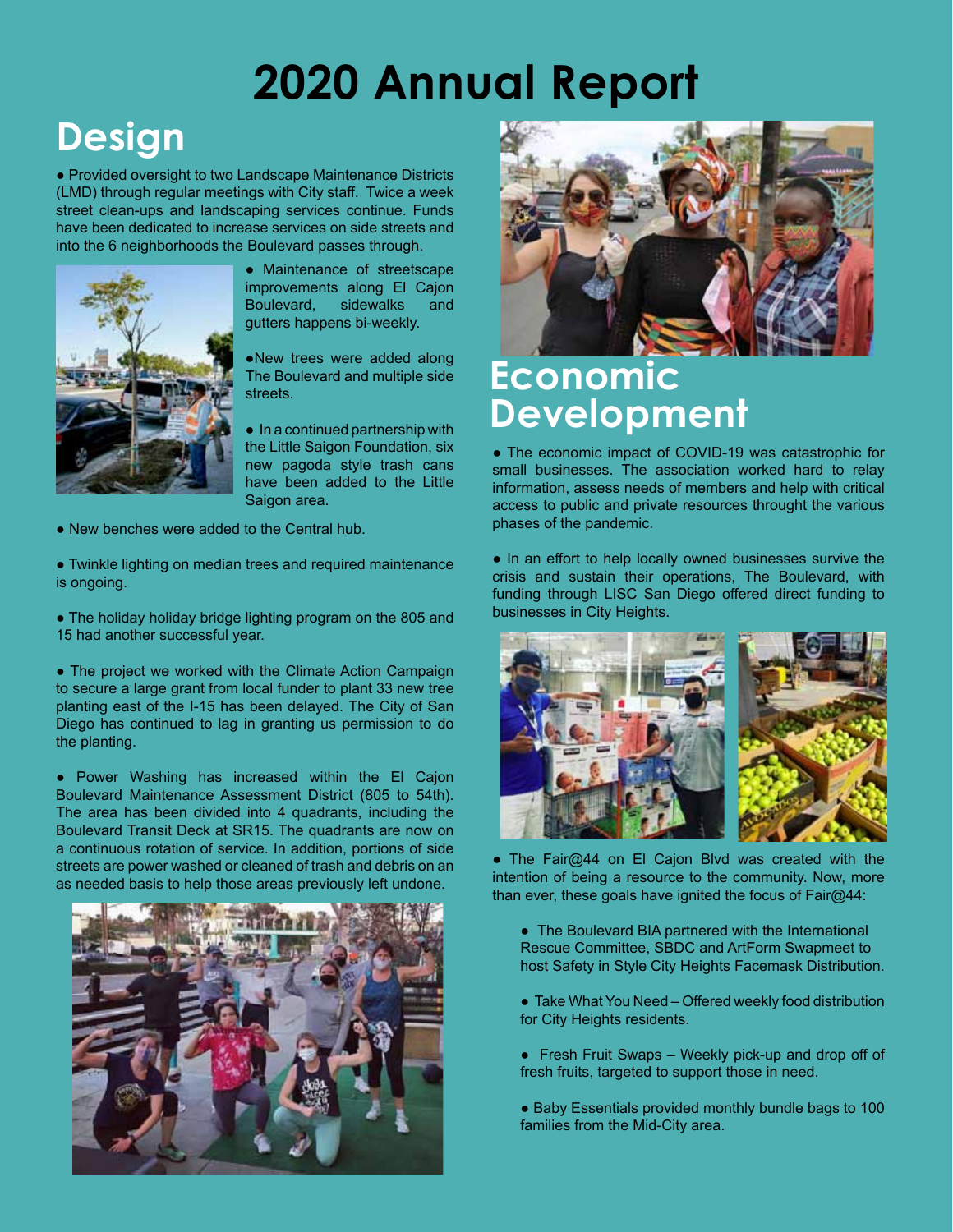# 2020 Annual Report

## Design

- Provided oversight to two Landscape Maintenance Districts (LMD) through regular meetings with City staff. Twice a week street clean-ups and landscaping services continue. Funds have been dedicated to increase services on side streets and into the 6 neighborhoods the Boulevard passes through.

- Maintenance of streetscape improvements along El Cajon Boulevard, sidewalks and gutters happens bi-weekly.

- New trees were added along The Boulevard and multiple side streets.

- In a continued partnership with the Little Saigon Foundation, six new pagoda style trash cans have been added to the Little Saigon area.

- New benches were added to the Central hub.

- Twinkle lighting on median trees and required maintenance is ongoing.

- The holiday holiday bridge lighting program on the 805 and 15 had another successful year.

- The project we worked with the Climate Action Campaign to secure a large grant from local funder to plant 33 new tree planting east of the I-15 has been delayed. The City of San Diego has continued to lag in granting us permission to do the planting.

- Power Washing has increased within the El Cajon Boulevard Maintenance Assessment District (805 to 54th). The area has been divided into 4 quadrants, including the Boulevard Transit Deck at SR15. The quadrants are now on a continuous rotation of service. In addition, portions of side streets are power washed or cleaned of trash and debris on an as needed basis to help those areas previously left undone.

## Economic Development

- The economic impact of COVID-19 was catastrophic for small businesses. The association worked hard to relay information, assess needs of members and help with critical access to public and private resources throught the various phases of the pandemic.

- In an effort to help locally owned businesses survive the crisis and sustain their operations, The Boulevard, with funding through LISC San Diego offered direct funding to businesses in City Heights.

- The Fair@44 on El Cajon Blvd was created with the intention of being a resource to the community. Now, more than ever, these goals have ignited the focus of Fair@44:
  - The Boulevard BIA partnered with the International Rescue Committee, SBDC and ArtForm Swapmeet to host Safety in Style City Heights Facemask Distribution.
  - Take What You Need – Offered weekly food distribution for City Heights residents.
  - Fresh Fruit Swaps – Weekly pick-up and drop off of fresh fruits, targeted to support those in need.
  - Baby Essentials provided monthly bundle bags to 100 families from the Mid-City area.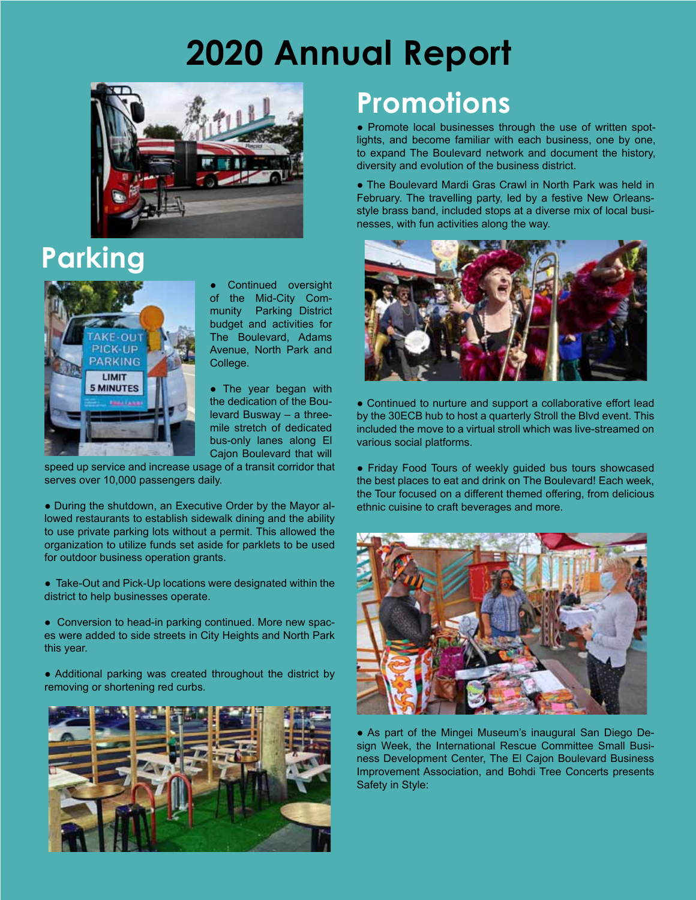# 2020 Annual Report

## Parking

- Continued oversight of the Mid-City Community Parking District budget and activities for The Boulevard, Adams Avenue, North Park and College.

- The year began with the dedication of the Boulevard Busway – a three-mile stretch of dedicated bus-only lanes along El Cajon Boulevard that will speed up service and increase usage of a transit corridor that serves over 10,000 passengers daily.

- During the shutdown, an Executive Order by the Mayor allowed restaurants to establish sidewalk dining and the ability to use private parking lots without a permit. This allowed the organization to utilize funds set aside for parklets to be used for outdoor business operation grants.

- Take-Out and Pick-Up locations were designated within the district to help businesses operate.

- Conversion to head-in parking continued. More new spaces were added to side streets in City Heights and North Park this year.

- Additional parking was created throughout the district by removing or shortening red curbs.

## Promotions

- Promote local businesses through the use of written spotlights, and become familiar with each business, one by one, to expand The Boulevard network and document the history, diversity and evolution of the business district.

- The Boulevard Mardi Gras Crawl in North Park was held in February. The travelling party, led by a festive New Orleans-style brass band, included stops at a diverse mix of local businesses, with fun activities along the way.

- Continued to nurture and support a collaborative effort lead by the 30ECB hub to host a quarterly Stroll the Blvd event. This included the move to a virtual stroll which was live-streamed on various social platforms.

- Friday Food Tours of weekly guided bus tours showcased the best places to eat and drink on The Boulevard! Each week, the Tour focused on a different themed offering, from delicious ethnic cuisine to craft beverages and more.

- As part of the Mingei Museum's inaugural San Diego Design Week, the International Rescue Committee Small Business Development Center, The El Cajon Boulevard Business Improvement Association, and Bohdi Tree Concerts presents Safety in Style: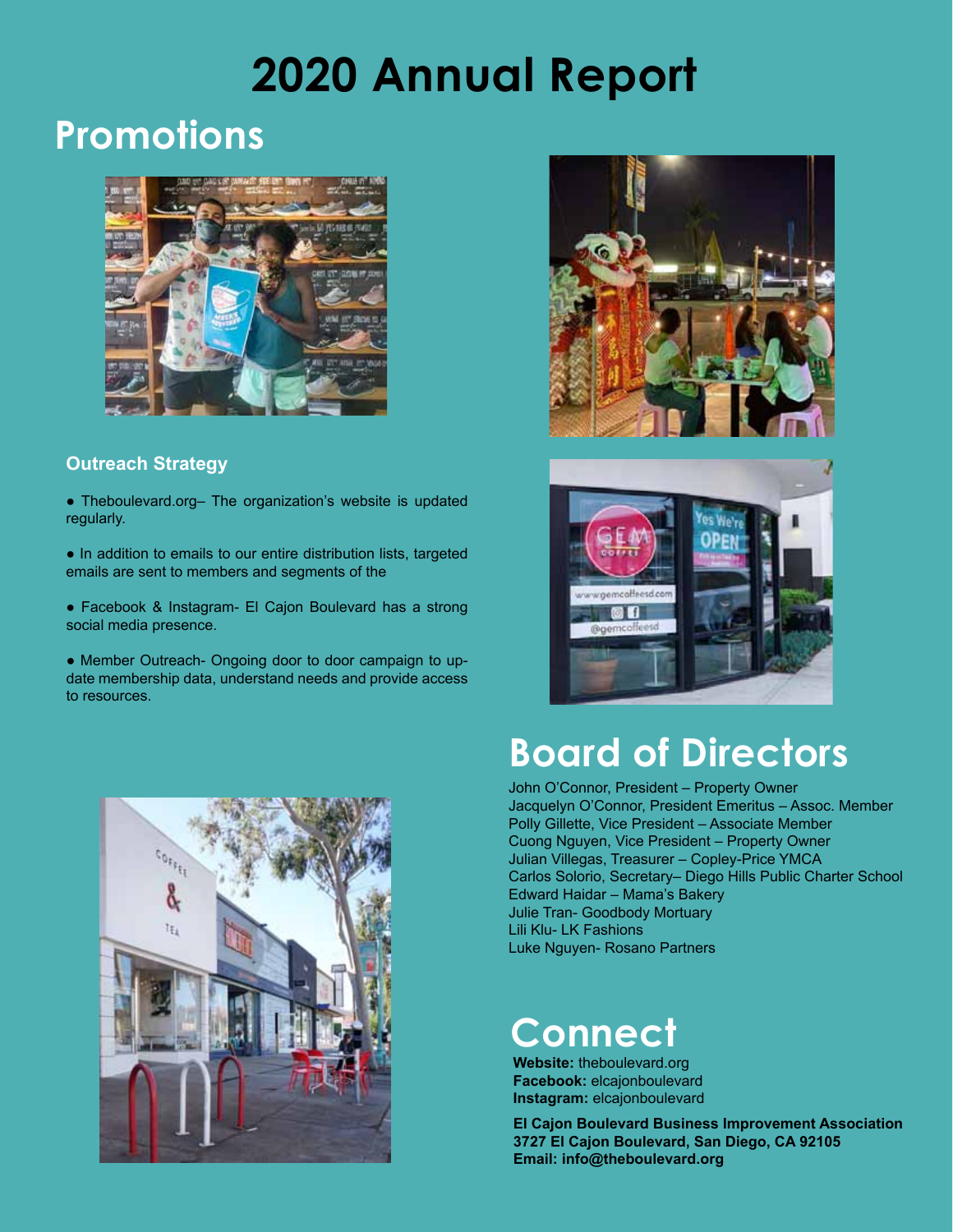# 2020 Annual Report

## Promotions

### Outreach Strategy

- Theboulevard.org– The organization's website is updated regularly.

- In addition to emails to our entire distribution lists, targeted emails are sent to members and segments of the

- Facebook & Instagram- El Cajon Boulevard has a strong social media presence.

- Member Outreach- Ongoing door to door campaign to update membership data, understand needs and provide access to resources.

## Board of Directors

John O'Connor, President – Property Owner
Jacquelyn O'Connor, President Emeritus – Assoc. Member
Polly Gillette, Vice President – Associate Member
Cuong Nguyen, Vice President – Property Owner
Julian Villegas, Treasurer – Copley-Price YMCA
Carlos Solorio, Secretary– Diego Hills Public Charter School
Edward Haidar – Mama's Bakery
Julie Tran- Goodbody Mortuary
Lili Klu- LK Fashions
Luke Nguyen- Rosano Partners

## Connect

**Website:** theboulevard.org
**Facebook:** elcajonboulevard
**Instagram:** elcajonboulevard

**El Cajon Boulevard Business Improvement Association**
**3727 El Cajon Boulevard, San Diego, CA 92105**
**Email: info@theboulevard.org**